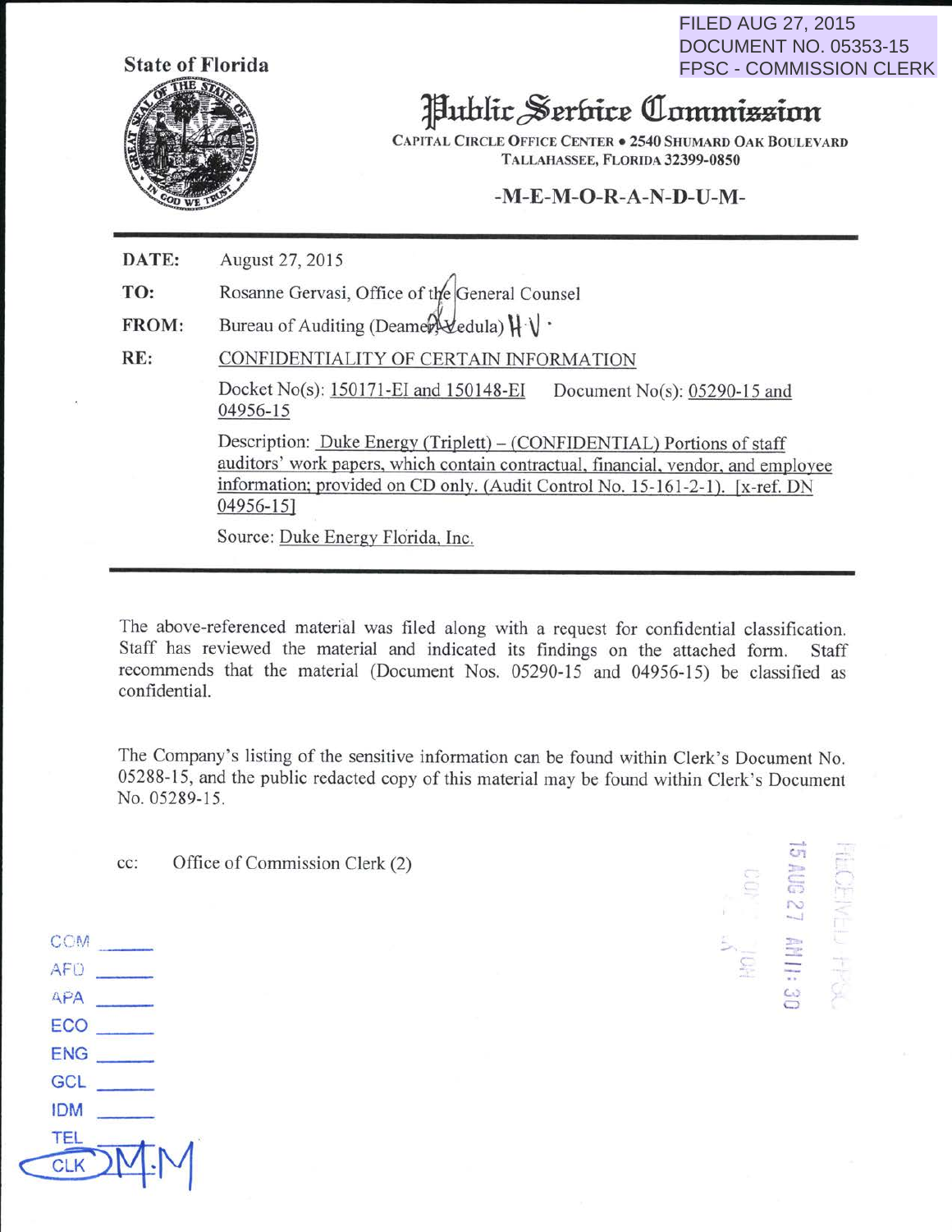FILED AUG 27, 2015
DOCUMENT NO. 05353-15
FPSC - COMMISSION CLERK

State of Florida

# Public Service Commission

CAPITAL CIRCLE OFFICE CENTER • 2540 SHUMARD OAK BOULEVARD
TALLAHASSEE, FLORIDA 32399-0850

**-M-E-M-O-R-A-N-D-U-M-**

**DATE:** August 27, 2015

**TO:** Rosanne Gervasi, Office of the General Counsel

**FROM:** Bureau of Auditing (Deamer, Vedula) H.V.

**RE:** CONFIDENTIALITY OF CERTAIN INFORMATION

Docket No(s): 150171-EI and 150148-EI Document No(s): 05290-15 and 04956-15

Description: Duke Energy (Triplett) – (CONFIDENTIAL) Portions of staff auditors' work papers, which contain contractual, financial, vendor, and employee information; provided on CD only. (Audit Control No. 15-161-2-1). [x-ref. DN 04956-15]

Source: Duke Energy Florida, Inc.

The above-referenced material was filed along with a request for confidential classification. Staff has reviewed the material and indicated its findings on the attached form. Staff recommends that the material (Document Nos. 05290-15 and 04956-15) be classified as confidential.

The Company's listing of the sensitive information can be found within Clerk's Document No. 05288-15, and the public redacted copy of this material may be found within Clerk's Document No. 05289-15.

cc: Office of Commission Clerk (2)

RECEIVED-FPSC
15 AUG 27 AM 11:30
COMMISSION CLERK

COM
AFD
APA
ECO
ENG
GCL
IDM
TEL
CLK M.M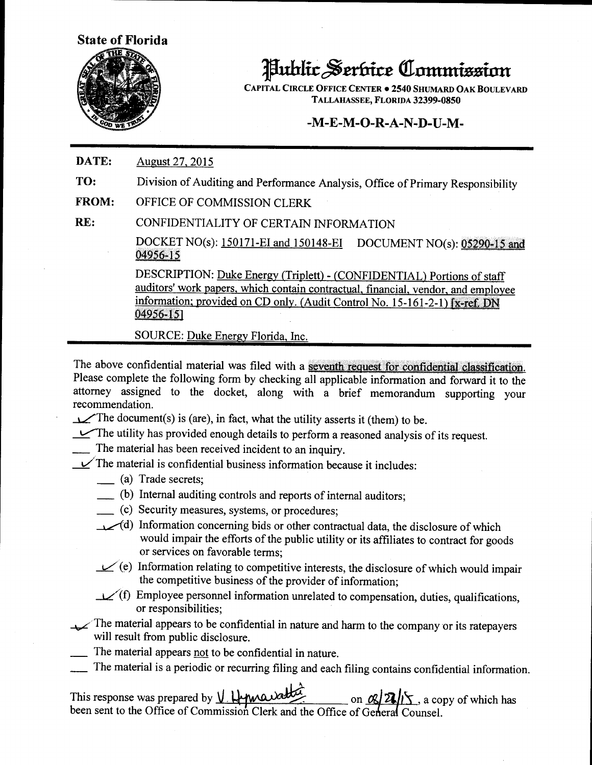**State of Florida**

# Public Service Commission

CAPITAL CIRCLE OFFICE CENTER • 2540 SHUMARD OAK BOULEVARD
TALLAHASSEE, FLORIDA 32399-0850

## -M-E-M-O-R-A-N-D-U-M-

**DATE:** August 27, 2015

**TO:** Division of Auditing and Performance Analysis, Office of Primary Responsibility

**FROM:** OFFICE OF COMMISSION CLERK

**RE:** CONFIDENTIALITY OF CERTAIN INFORMATION

DOCKET NO(s): 150171-EI and 150148-EI DOCUMENT NO(s): 05290-15 and 04956-15

DESCRIPTION: Duke Energy (Triplett) - (CONFIDENTIAL) Portions of staff auditors' work papers, which contain contractual, financial, vendor, and employee information; provided on CD only. (Audit Control No. 15-161-2-1) [x-ref. DN 04956-15]

SOURCE: Duke Energy Florida, Inc.

---

The above confidential material was filed with a seventh request for confidential classification. Please complete the following form by checking all applicable information and forward it to the attorney assigned to the docket, along with a brief memorandum supporting your recommendation.

✓ The document(s) is (are), in fact, what the utility asserts it (them) to be.

✓ The utility has provided enough details to perform a reasoned analysis of its request.

\_\_\_ The material has been received incident to an inquiry.

✓ The material is confidential business information because it includes:

- \_\_\_ (a) Trade secrets;
- \_\_\_ (b) Internal auditing controls and reports of internal auditors;
- \_\_\_ (c) Security measures, systems, or procedures;
- ✓ (d) Information concerning bids or other contractual data, the disclosure of which would impair the efforts of the public utility or its affiliates to contract for goods or services on favorable terms;
- ✓ (e) Information relating to competitive interests, the disclosure of which would impair the competitive business of the provider of information;
- ✓ (f) Employee personnel information unrelated to compensation, duties, qualifications, or responsibilities;

✓ The material appears to be confidential in nature and harm to the company or its ratepayers will result from public disclosure.

\_\_\_ The material appears not to be confidential in nature.

\_\_\_ The material is a periodic or recurring filing and each filing contains confidential information.

This response was prepared by V. Hymavathi on 08/28/15, a copy of which has been sent to the Office of Commission Clerk and the Office of General Counsel.